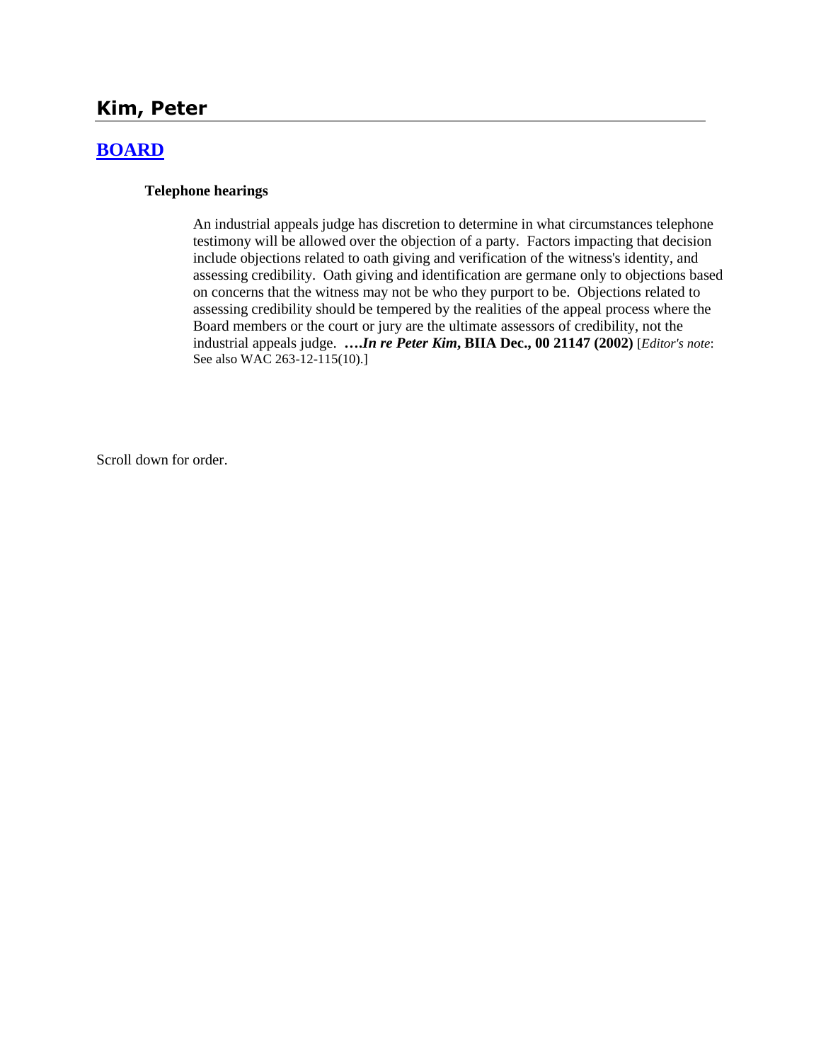# Kim, Peter

## BOARD

### Telephone hearings

An industrial appeals judge has discretion to determine in what circumstances telephone testimony will be allowed over the objection of a party. Factors impacting that decision include objections related to oath giving and verification of the witness's identity, and assessing credibility. Oath giving and identification are germane only to objections based on concerns that the witness may not be who they purport to be. Objections related to assessing credibility should be tempered by the realities of the appeal process where the Board members or the court or jury are the ultimate assessors of credibility, not the industrial appeals judge. **….*In re Peter Kim*, BIIA Dec., 00 21147 (2002)** [*Editor's note*: See also WAC 263-12-115(10).]

Scroll down for order.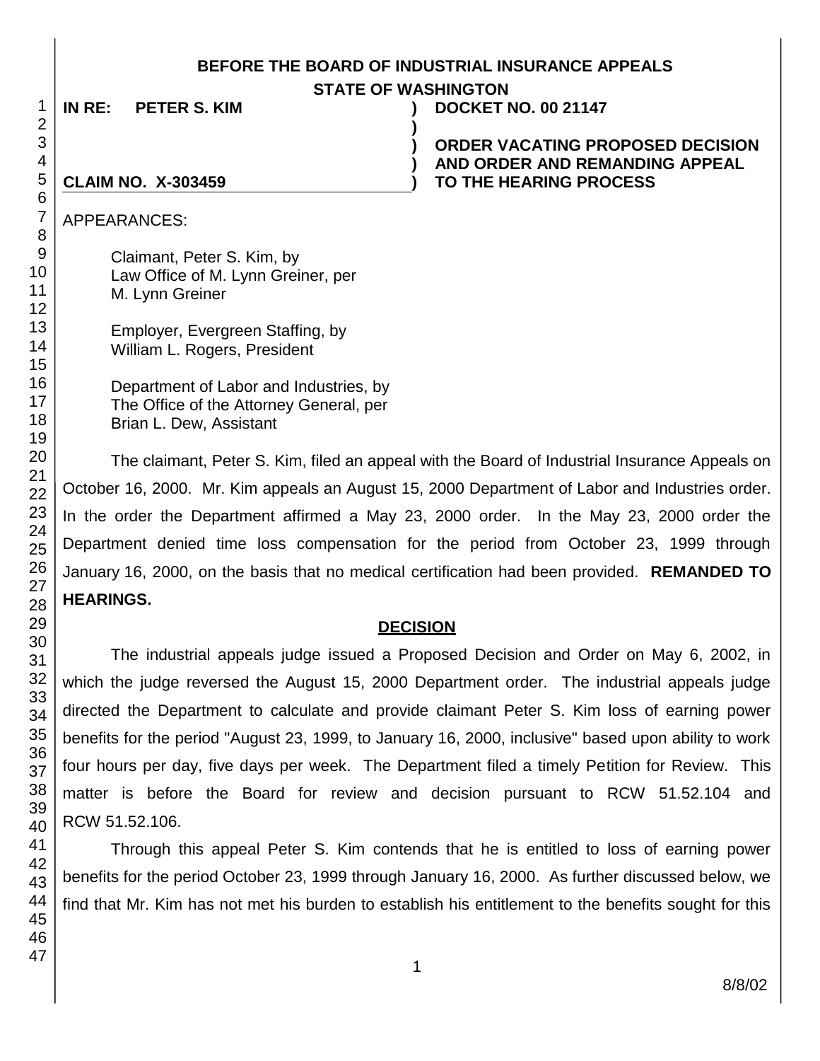**BEFORE THE BOARD OF INDUSTRIAL INSURANCE APPEALS**
**STATE OF WASHINGTON**

| | | |
|---|---|---|
| **IN RE: PETER S. KIM** | **)** | **DOCKET NO. 00 21147** |
| | **)** | |
| | **)** | **ORDER VACATING PROPOSED DECISION** |
| | **)** | **AND ORDER AND REMANDING APPEAL** |
| **CLAIM NO. X-303459** | **)** | **TO THE HEARING PROCESS** |

APPEARANCES:

Claimant, Peter S. Kim, by
Law Office of M. Lynn Greiner, per
M. Lynn Greiner

Employer, Evergreen Staffing, by
William L. Rogers, President

Department of Labor and Industries, by
The Office of the Attorney General, per
Brian L. Dew, Assistant

The claimant, Peter S. Kim, filed an appeal with the Board of Industrial Insurance Appeals on October 16, 2000. Mr. Kim appeals an August 15, 2000 Department of Labor and Industries order. In the order the Department affirmed a May 23, 2000 order. In the May 23, 2000 order the Department denied time loss compensation for the period from October 23, 1999 through January 16, 2000, on the basis that no medical certification had been provided. **REMANDED TO HEARINGS.**

## DECISION

The industrial appeals judge issued a Proposed Decision and Order on May 6, 2002, in which the judge reversed the August 15, 2000 Department order. The industrial appeals judge directed the Department to calculate and provide claimant Peter S. Kim loss of earning power benefits for the period "August 23, 1999, to January 16, 2000, inclusive" based upon ability to work four hours per day, five days per week. The Department filed a timely Petition for Review. This matter is before the Board for review and decision pursuant to RCW 51.52.104 and RCW 51.52.106.

Through this appeal Peter S. Kim contends that he is entitled to loss of earning power benefits for the period October 23, 1999 through January 16, 2000. As further discussed below, we find that Mr. Kim has not met his burden to establish his entitlement to the benefits sought for this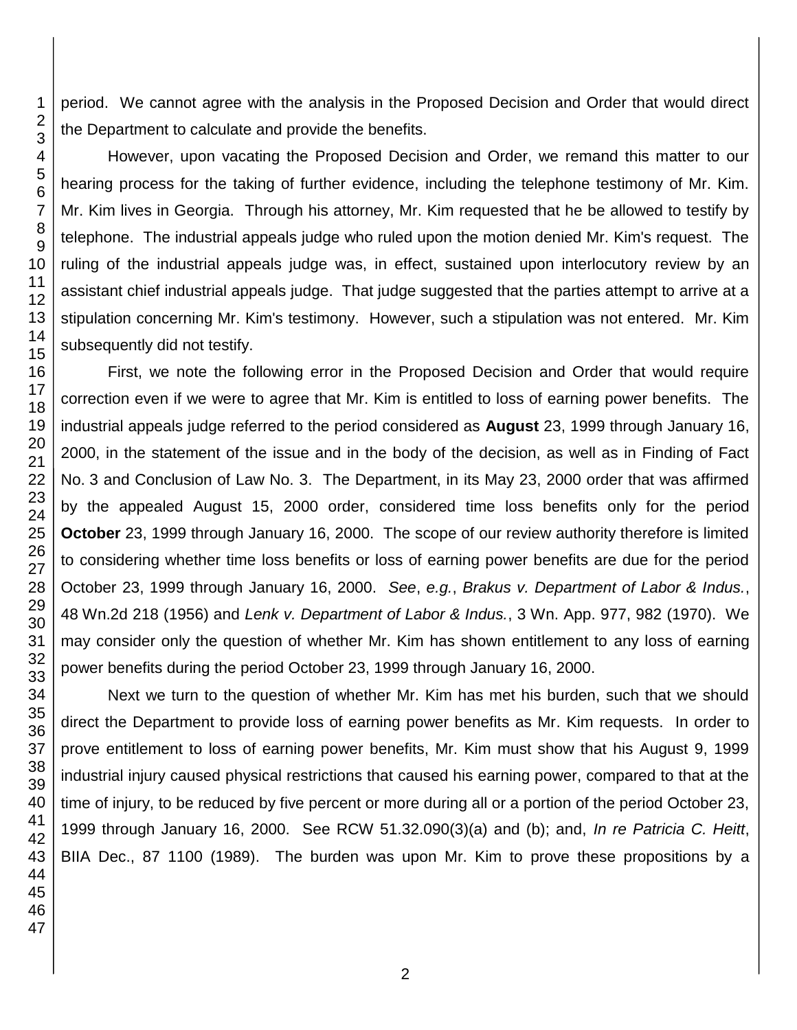period. We cannot agree with the analysis in the Proposed Decision and Order that would direct the Department to calculate and provide the benefits.

However, upon vacating the Proposed Decision and Order, we remand this matter to our hearing process for the taking of further evidence, including the telephone testimony of Mr. Kim. Mr. Kim lives in Georgia. Through his attorney, Mr. Kim requested that he be allowed to testify by telephone. The industrial appeals judge who ruled upon the motion denied Mr. Kim's request. The ruling of the industrial appeals judge was, in effect, sustained upon interlocutory review by an assistant chief industrial appeals judge. That judge suggested that the parties attempt to arrive at a stipulation concerning Mr. Kim's testimony. However, such a stipulation was not entered. Mr. Kim subsequently did not testify.

First, we note the following error in the Proposed Decision and Order that would require correction even if we were to agree that Mr. Kim is entitled to loss of earning power benefits. The industrial appeals judge referred to the period considered as **August** 23, 1999 through January 16, 2000, in the statement of the issue and in the body of the decision, as well as in Finding of Fact No. 3 and Conclusion of Law No. 3. The Department, in its May 23, 2000 order that was affirmed by the appealed August 15, 2000 order, considered time loss benefits only for the period **October** 23, 1999 through January 16, 2000. The scope of our review authority therefore is limited to considering whether time loss benefits or loss of earning power benefits are due for the period October 23, 1999 through January 16, 2000. *See*, *e.g.*, *Brakus v. Department of Labor & Indus.*, 48 Wn.2d 218 (1956) and *Lenk v. Department of Labor & Indus.*, 3 Wn. App. 977, 982 (1970). We may consider only the question of whether Mr. Kim has shown entitlement to any loss of earning power benefits during the period October 23, 1999 through January 16, 2000.

Next we turn to the question of whether Mr. Kim has met his burden, such that we should direct the Department to provide loss of earning power benefits as Mr. Kim requests. In order to prove entitlement to loss of earning power benefits, Mr. Kim must show that his August 9, 1999 industrial injury caused physical restrictions that caused his earning power, compared to that at the time of injury, to be reduced by five percent or more during all or a portion of the period October 23, 1999 through January 16, 2000. See RCW 51.32.090(3)(a) and (b); and, *In re Patricia C. Heitt*, BIIA Dec., 87 1100 (1989). The burden was upon Mr. Kim to prove these propositions by a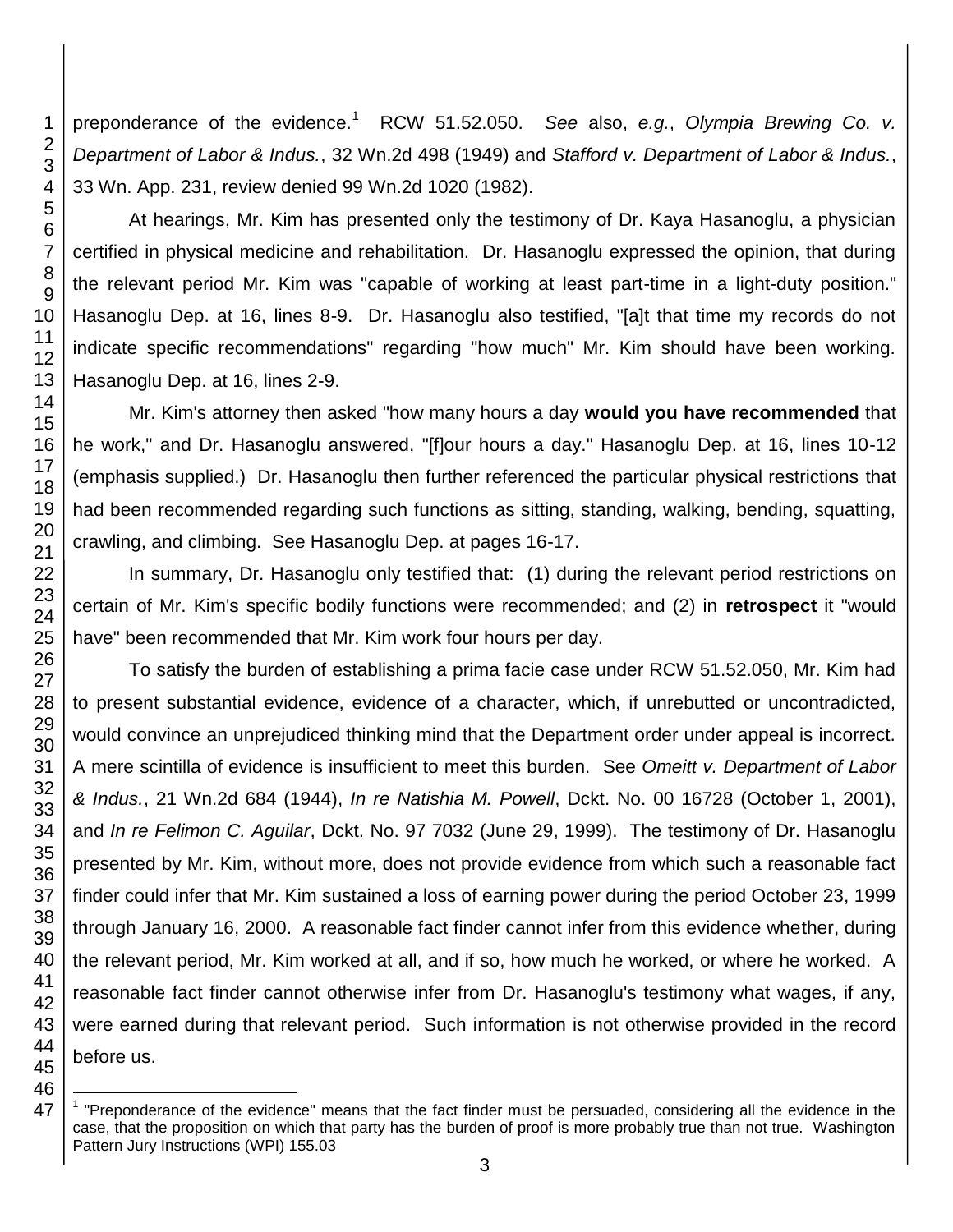preponderance of the evidence.[1] RCW 51.52.050. *See* also, *e.g.*, *Olympia Brewing Co. v. Department of Labor & Indus.*, 32 Wn.2d 498 (1949) and *Stafford v. Department of Labor & Indus.*, 33 Wn. App. 231, review denied 99 Wn.2d 1020 (1982).

At hearings, Mr. Kim has presented only the testimony of Dr. Kaya Hasanoglu, a physician certified in physical medicine and rehabilitation. Dr. Hasanoglu expressed the opinion, that during the relevant period Mr. Kim was "capable of working at least part-time in a light-duty position." Hasanoglu Dep. at 16, lines 8-9. Dr. Hasanoglu also testified, "[a]t that time my records do not indicate specific recommendations" regarding "how much" Mr. Kim should have been working. Hasanoglu Dep. at 16, lines 2-9.

Mr. Kim's attorney then asked "how many hours a day **would you have recommended** that he work," and Dr. Hasanoglu answered, "[f]our hours a day." Hasanoglu Dep. at 16, lines 10-12 (emphasis supplied.) Dr. Hasanoglu then further referenced the particular physical restrictions that had been recommended regarding such functions as sitting, standing, walking, bending, squatting, crawling, and climbing. See Hasanoglu Dep. at pages 16-17.

In summary, Dr. Hasanoglu only testified that: (1) during the relevant period restrictions on certain of Mr. Kim's specific bodily functions were recommended; and (2) in **retrospect** it "would have" been recommended that Mr. Kim work four hours per day.

To satisfy the burden of establishing a prima facie case under RCW 51.52.050, Mr. Kim had to present substantial evidence, evidence of a character, which, if unrebutted or uncontradicted, would convince an unprejudiced thinking mind that the Department order under appeal is incorrect. A mere scintilla of evidence is insufficient to meet this burden. See *Omeitt v. Department of Labor & Indus.*, 21 Wn.2d 684 (1944), *In re Natishia M. Powell*, Dckt. No. 00 16728 (October 1, 2001), and *In re Felimon C. Aguilar*, Dckt. No. 97 7032 (June 29, 1999). The testimony of Dr. Hasanoglu presented by Mr. Kim, without more, does not provide evidence from which such a reasonable fact finder could infer that Mr. Kim sustained a loss of earning power during the period October 23, 1999 through January 16, 2000. A reasonable fact finder cannot infer from this evidence whether, during the relevant period, Mr. Kim worked at all, and if so, how much he worked, or where he worked. A reasonable fact finder cannot otherwise infer from Dr. Hasanoglu's testimony what wages, if any, were earned during that relevant period. Such information is not otherwise provided in the record before us.

---

[1] "Preponderance of the evidence" means that the fact finder must be persuaded, considering all the evidence in the case, that the proposition on which that party has the burden of proof is more probably true than not true. Washington Pattern Jury Instructions (WPI) 155.03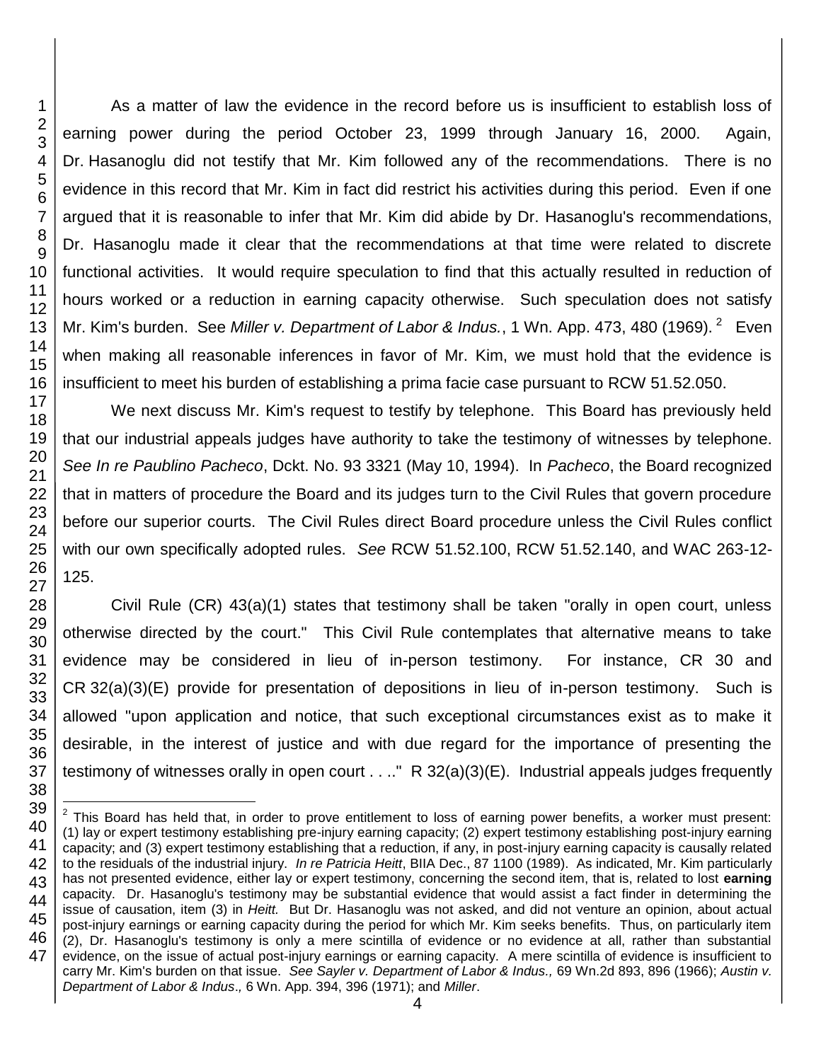As a matter of law the evidence in the record before us is insufficient to establish loss of earning power during the period October 23, 1999 through January 16, 2000. Again, Dr. Hasanoglu did not testify that Mr. Kim followed any of the recommendations. There is no evidence in this record that Mr. Kim in fact did restrict his activities during this period. Even if one argued that it is reasonable to infer that Mr. Kim did abide by Dr. Hasanoglu's recommendations, Dr. Hasanoglu made it clear that the recommendations at that time were related to discrete functional activities. It would require speculation to find that this actually resulted in reduction of hours worked or a reduction in earning capacity otherwise. Such speculation does not satisfy Mr. Kim's burden. See *Miller v. Department of Labor & Indus.*, 1 Wn. App. 473, 480 (1969).[2] Even when making all reasonable inferences in favor of Mr. Kim, we must hold that the evidence is insufficient to meet his burden of establishing a prima facie case pursuant to RCW 51.52.050.

We next discuss Mr. Kim's request to testify by telephone. This Board has previously held that our industrial appeals judges have authority to take the testimony of witnesses by telephone. *See In re Paublino Pacheco*, Dckt. No. 93 3321 (May 10, 1994). In *Pacheco*, the Board recognized that in matters of procedure the Board and its judges turn to the Civil Rules that govern procedure before our superior courts. The Civil Rules direct Board procedure unless the Civil Rules conflict with our own specifically adopted rules. *See* RCW 51.52.100, RCW 51.52.140, and WAC 263-12-125.

Civil Rule (CR) 43(a)(1) states that testimony shall be taken "orally in open court, unless otherwise directed by the court." This Civil Rule contemplates that alternative means to take evidence may be considered in lieu of in-person testimony. For instance, CR 30 and CR 32(a)(3)(E) provide for presentation of depositions in lieu of in-person testimony. Such is allowed "upon application and notice, that such exceptional circumstances exist as to make it desirable, in the interest of justice and with due regard for the importance of presenting the testimony of witnesses orally in open court . . .." R 32(a)(3)(E). Industrial appeals judges frequently

[2] This Board has held that, in order to prove entitlement to loss of earning power benefits, a worker must present: (1) lay or expert testimony establishing pre-injury earning capacity; (2) expert testimony establishing post-injury earning capacity; and (3) expert testimony establishing that a reduction, if any, in post-injury earning capacity is causally related to the residuals of the industrial injury. *In re Patricia Heitt*, BIIA Dec., 87 1100 (1989). As indicated, Mr. Kim particularly has not presented evidence, either lay or expert testimony, concerning the second item, that is, related to lost **earning** capacity. Dr. Hasanoglu's testimony may be substantial evidence that would assist a fact finder in determining the issue of causation, item (3) in *Heitt.* But Dr. Hasanoglu was not asked, and did not venture an opinion, about actual post-injury earnings or earning capacity during the period for which Mr. Kim seeks benefits. Thus, on particularly item (2), Dr. Hasanoglu's testimony is only a mere scintilla of evidence or no evidence at all, rather than substantial evidence, on the issue of actual post-injury earnings or earning capacity. A mere scintilla of evidence is insufficient to carry Mr. Kim's burden on that issue. *See Sayler v. Department of Labor & Indus.,* 69 Wn.2d 893, 896 (1966); *Austin v. Department of Labor & Indus.,* 6 Wn. App. 394, 396 (1971); and *Miller*.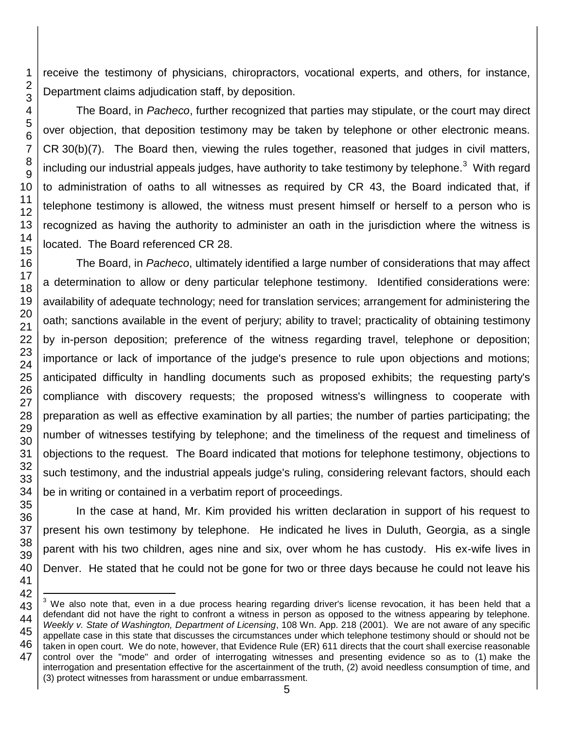receive the testimony of physicians, chiropractors, vocational experts, and others, for instance, Department claims adjudication staff, by deposition.

The Board, in *Pacheco*, further recognized that parties may stipulate, or the court may direct over objection, that deposition testimony may be taken by telephone or other electronic means. CR 30(b)(7). The Board then, viewing the rules together, reasoned that judges in civil matters, including our industrial appeals judges, have authority to take testimony by telephone.[3] With regard to administration of oaths to all witnesses as required by CR 43, the Board indicated that, if telephone testimony is allowed, the witness must present himself or herself to a person who is recognized as having the authority to administer an oath in the jurisdiction where the witness is located. The Board referenced CR 28.

The Board, in *Pacheco*, ultimately identified a large number of considerations that may affect a determination to allow or deny particular telephone testimony. Identified considerations were: availability of adequate technology; need for translation services; arrangement for administering the oath; sanctions available in the event of perjury; ability to travel; practicality of obtaining testimony by in-person deposition; preference of the witness regarding travel, telephone or deposition; importance or lack of importance of the judge's presence to rule upon objections and motions; anticipated difficulty in handling documents such as proposed exhibits; the requesting party's compliance with discovery requests; the proposed witness's willingness to cooperate with preparation as well as effective examination by all parties; the number of parties participating; the number of witnesses testifying by telephone; and the timeliness of the request and timeliness of objections to the request. The Board indicated that motions for telephone testimony, objections to such testimony, and the industrial appeals judge's ruling, considering relevant factors, should each be in writing or contained in a verbatim report of proceedings.

In the case at hand, Mr. Kim provided his written declaration in support of his request to present his own testimony by telephone. He indicated he lives in Duluth, Georgia, as a single parent with his two children, ages nine and six, over whom he has custody. His ex-wife lives in Denver. He stated that he could not be gone for two or three days because he could not leave his

---

[3] We also note that, even in a due process hearing regarding driver's license revocation, it has been held that a defendant did not have the right to confront a witness in person as opposed to the witness appearing by telephone. *Weekly v. State of Washington, Department of Licensing*, 108 Wn. App. 218 (2001). We are not aware of any specific appellate case in this state that discusses the circumstances under which telephone testimony should or should not be taken in open court. We do note, however, that Evidence Rule (ER) 611 directs that the court shall exercise reasonable control over the "mode" and order of interrogating witnesses and presenting evidence so as to (1) make the interrogation and presentation effective for the ascertainment of the truth, (2) avoid needless consumption of time, and (3) protect witnesses from harassment or undue embarrassment.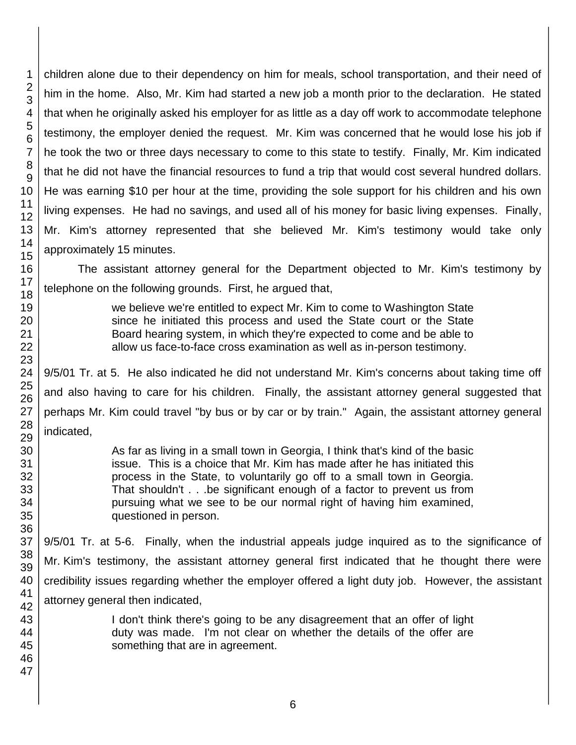children alone due to their dependency on him for meals, school transportation, and their need of him in the home. Also, Mr. Kim had started a new job a month prior to the declaration. He stated that when he originally asked his employer for as little as a day off work to accommodate telephone testimony, the employer denied the request. Mr. Kim was concerned that he would lose his job if he took the two or three days necessary to come to this state to testify. Finally, Mr. Kim indicated that he did not have the financial resources to fund a trip that would cost several hundred dollars. He was earning $10 per hour at the time, providing the sole support for his children and his own living expenses. He had no savings, and used all of his money for basic living expenses. Finally, Mr. Kim's attorney represented that she believed Mr. Kim's testimony would take only approximately 15 minutes.

The assistant attorney general for the Department objected to Mr. Kim's testimony by telephone on the following grounds. First, he argued that,

> we believe we're entitled to expect Mr. Kim to come to Washington State since he initiated this process and used the State court or the State Board hearing system, in which they're expected to come and be able to allow us face-to-face cross examination as well as in-person testimony.

9/5/01 Tr. at 5. He also indicated he did not understand Mr. Kim's concerns about taking time off and also having to care for his children. Finally, the assistant attorney general suggested that perhaps Mr. Kim could travel "by bus or by car or by train." Again, the assistant attorney general indicated,

> As far as living in a small town in Georgia, I think that's kind of the basic issue. This is a choice that Mr. Kim has made after he has initiated this process in the State, to voluntarily go off to a small town in Georgia. That shouldn't . . .be significant enough of a factor to prevent us from pursuing what we see to be our normal right of having him examined, questioned in person.

9/5/01 Tr. at 5-6. Finally, when the industrial appeals judge inquired as to the significance of Mr. Kim's testimony, the assistant attorney general first indicated that he thought there were credibility issues regarding whether the employer offered a light duty job. However, the assistant attorney general then indicated,

> I don't think there's going to be any disagreement that an offer of light duty was made. I'm not clear on whether the details of the offer are something that are in agreement.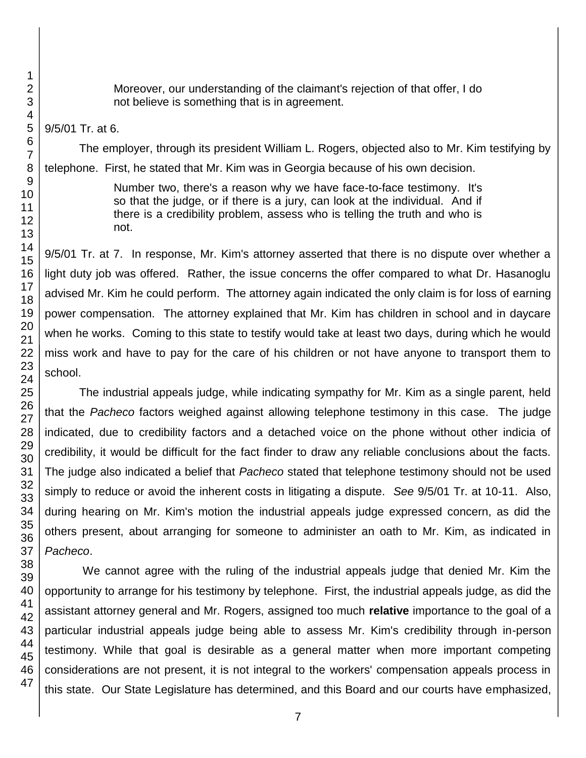> Moreover, our understanding of the claimant's rejection of that offer, I do not believe is something that is in agreement.

9/5/01 Tr. at 6.

The employer, through its president William L. Rogers, objected also to Mr. Kim testifying by telephone. First, he stated that Mr. Kim was in Georgia because of his own decision.

> Number two, there's a reason why we have face-to-face testimony. It's so that the judge, or if there is a jury, can look at the individual. And if there is a credibility problem, assess who is telling the truth and who is not.

9/5/01 Tr. at 7. In response, Mr. Kim's attorney asserted that there is no dispute over whether a light duty job was offered. Rather, the issue concerns the offer compared to what Dr. Hasanoglu advised Mr. Kim he could perform. The attorney again indicated the only claim is for loss of earning power compensation. The attorney explained that Mr. Kim has children in school and in daycare when he works. Coming to this state to testify would take at least two days, during which he would miss work and have to pay for the care of his children or not have anyone to transport them to school.

The industrial appeals judge, while indicating sympathy for Mr. Kim as a single parent, held that the *Pacheco* factors weighed against allowing telephone testimony in this case. The judge indicated, due to credibility factors and a detached voice on the phone without other indicia of credibility, it would be difficult for the fact finder to draw any reliable conclusions about the facts. The judge also indicated a belief that *Pacheco* stated that telephone testimony should not be used simply to reduce or avoid the inherent costs in litigating a dispute. *See* 9/5/01 Tr. at 10-11. Also, during hearing on Mr. Kim's motion the industrial appeals judge expressed concern, as did the others present, about arranging for someone to administer an oath to Mr. Kim, as indicated in *Pacheco*.

We cannot agree with the ruling of the industrial appeals judge that denied Mr. Kim the opportunity to arrange for his testimony by telephone. First, the industrial appeals judge, as did the assistant attorney general and Mr. Rogers, assigned too much **relative** importance to the goal of a particular industrial appeals judge being able to assess Mr. Kim's credibility through in-person testimony. While that goal is desirable as a general matter when more important competing considerations are not present, it is not integral to the workers' compensation appeals process in this state. Our State Legislature has determined, and this Board and our courts have emphasized,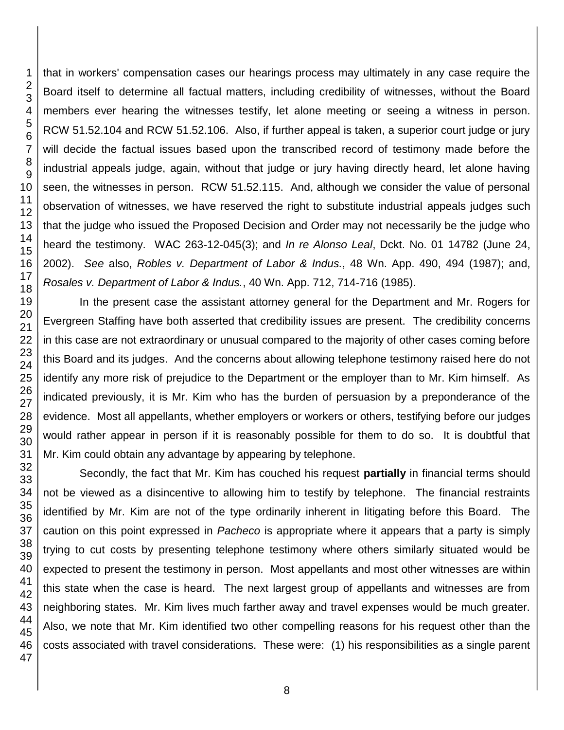that in workers' compensation cases our hearings process may ultimately in any case require the Board itself to determine all factual matters, including credibility of witnesses, without the Board members ever hearing the witnesses testify, let alone meeting or seeing a witness in person. RCW 51.52.104 and RCW 51.52.106. Also, if further appeal is taken, a superior court judge or jury will decide the factual issues based upon the transcribed record of testimony made before the industrial appeals judge, again, without that judge or jury having directly heard, let alone having seen, the witnesses in person. RCW 51.52.115. And, although we consider the value of personal observation of witnesses, we have reserved the right to substitute industrial appeals judges such that the judge who issued the Proposed Decision and Order may not necessarily be the judge who heard the testimony. WAC 263-12-045(3); and *In re Alonso Leal*, Dckt. No. 01 14782 (June 24, 2002). *See* also, *Robles v. Department of Labor & Indus.*, 48 Wn. App. 490, 494 (1987); and, *Rosales v. Department of Labor & Indus.*, 40 Wn. App. 712, 714-716 (1985).

In the present case the assistant attorney general for the Department and Mr. Rogers for Evergreen Staffing have both asserted that credibility issues are present. The credibility concerns in this case are not extraordinary or unusual compared to the majority of other cases coming before this Board and its judges. And the concerns about allowing telephone testimony raised here do not identify any more risk of prejudice to the Department or the employer than to Mr. Kim himself. As indicated previously, it is Mr. Kim who has the burden of persuasion by a preponderance of the evidence. Most all appellants, whether employers or workers or others, testifying before our judges would rather appear in person if it is reasonably possible for them to do so. It is doubtful that Mr. Kim could obtain any advantage by appearing by telephone.

Secondly, the fact that Mr. Kim has couched his request **partially** in financial terms should not be viewed as a disincentive to allowing him to testify by telephone. The financial restraints identified by Mr. Kim are not of the type ordinarily inherent in litigating before this Board. The caution on this point expressed in *Pacheco* is appropriate where it appears that a party is simply trying to cut costs by presenting telephone testimony where others similarly situated would be expected to present the testimony in person. Most appellants and most other witnesses are within this state when the case is heard. The next largest group of appellants and witnesses are from neighboring states. Mr. Kim lives much farther away and travel expenses would be much greater. Also, we note that Mr. Kim identified two other compelling reasons for his request other than the costs associated with travel considerations. These were: (1) his responsibilities as a single parent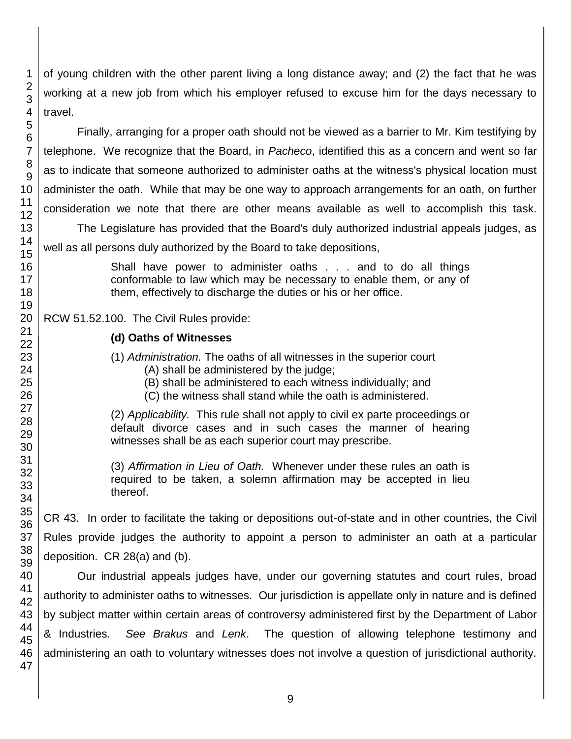of young children with the other parent living a long distance away; and (2) the fact that he was working at a new job from which his employer refused to excuse him for the days necessary to travel.

Finally, arranging for a proper oath should not be viewed as a barrier to Mr. Kim testifying by telephone. We recognize that the Board, in *Pacheco*, identified this as a concern and went so far as to indicate that someone authorized to administer oaths at the witness's physical location must administer the oath. While that may be one way to approach arrangements for an oath, on further consideration we note that there are other means available as well to accomplish this task.

The Legislature has provided that the Board's duly authorized industrial appeals judges, as well as all persons duly authorized by the Board to take depositions,

> Shall have power to administer oaths . . . and to do all things conformable to law which may be necessary to enable them, or any of them, effectively to discharge the duties or his or her office.

RCW 51.52.100. The Civil Rules provide:

> **(d) Oaths of Witnesses**
>
> (1) *Administration.* The oaths of all witnesses in the superior court
> (A) shall be administered by the judge;
> (B) shall be administered to each witness individually; and
> (C) the witness shall stand while the oath is administered.
>
> (2) *Applicability.* This rule shall not apply to civil ex parte proceedings or default divorce cases and in such cases the manner of hearing witnesses shall be as each superior court may prescribe.
>
> (3) *Affirmation in Lieu of Oath.* Whenever under these rules an oath is required to be taken, a solemn affirmation may be accepted in lieu thereof.

CR 43. In order to facilitate the taking or depositions out-of-state and in other countries, the Civil Rules provide judges the authority to appoint a person to administer an oath at a particular deposition. CR 28(a) and (b).

Our industrial appeals judges have, under our governing statutes and court rules, broad authority to administer oaths to witnesses. Our jurisdiction is appellate only in nature and is defined by subject matter within certain areas of controversy administered first by the Department of Labor & Industries. *See Brakus* and *Lenk*. The question of allowing telephone testimony and administering an oath to voluntary witnesses does not involve a question of jurisdictional authority.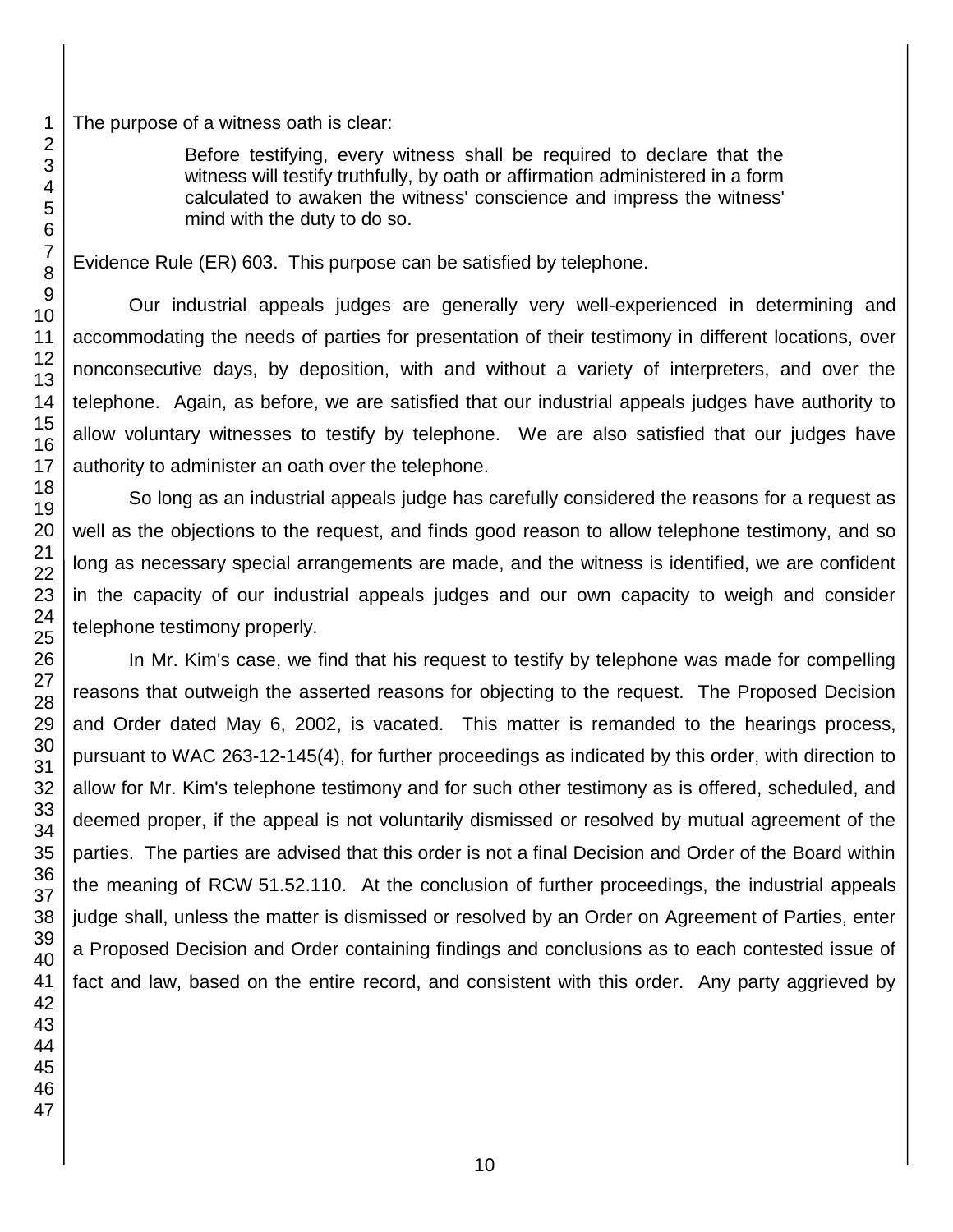The purpose of a witness oath is clear:

> Before testifying, every witness shall be required to declare that the witness will testify truthfully, by oath or affirmation administered in a form calculated to awaken the witness' conscience and impress the witness' mind with the duty to do so.

Evidence Rule (ER) 603. This purpose can be satisfied by telephone.

Our industrial appeals judges are generally very well-experienced in determining and accommodating the needs of parties for presentation of their testimony in different locations, over nonconsecutive days, by deposition, with and without a variety of interpreters, and over the telephone. Again, as before, we are satisfied that our industrial appeals judges have authority to allow voluntary witnesses to testify by telephone. We are also satisfied that our judges have authority to administer an oath over the telephone.

So long as an industrial appeals judge has carefully considered the reasons for a request as well as the objections to the request, and finds good reason to allow telephone testimony, and so long as necessary special arrangements are made, and the witness is identified, we are confident in the capacity of our industrial appeals judges and our own capacity to weigh and consider telephone testimony properly.

In Mr. Kim's case, we find that his request to testify by telephone was made for compelling reasons that outweigh the asserted reasons for objecting to the request. The Proposed Decision and Order dated May 6, 2002, is vacated. This matter is remanded to the hearings process, pursuant to WAC 263-12-145(4), for further proceedings as indicated by this order, with direction to allow for Mr. Kim's telephone testimony and for such other testimony as is offered, scheduled, and deemed proper, if the appeal is not voluntarily dismissed or resolved by mutual agreement of the parties. The parties are advised that this order is not a final Decision and Order of the Board within the meaning of RCW 51.52.110. At the conclusion of further proceedings, the industrial appeals judge shall, unless the matter is dismissed or resolved by an Order on Agreement of Parties, enter a Proposed Decision and Order containing findings and conclusions as to each contested issue of fact and law, based on the entire record, and consistent with this order. Any party aggrieved by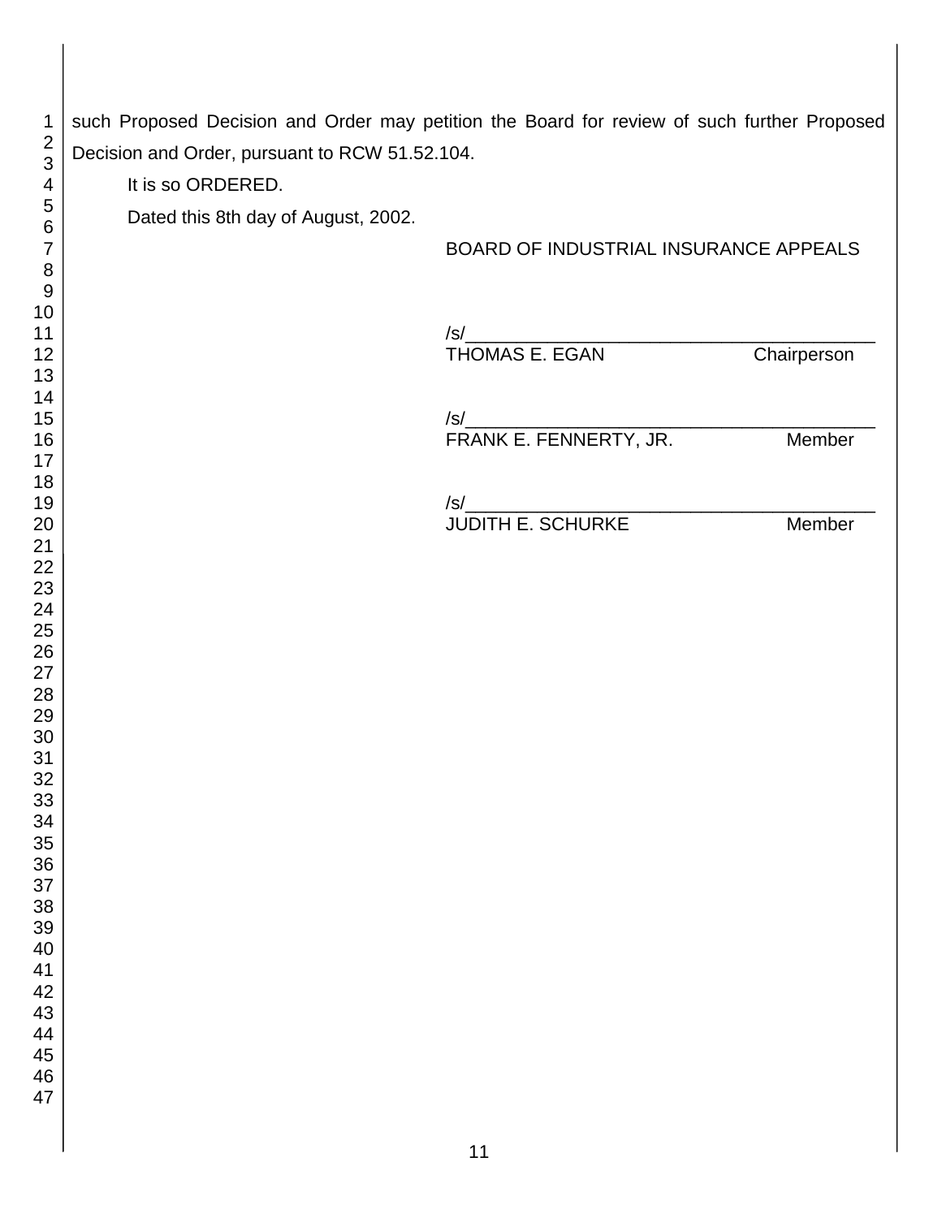such Proposed Decision and Order may petition the Board for review of such further Proposed Decision and Order, pursuant to RCW 51.52.104.

It is so ORDERED.

Dated this 8th day of August, 2002.

BOARD OF INDUSTRIAL INSURANCE APPEALS

/s/_________________________________________
THOMAS E. EGAN Chairperson

/s/_________________________________________
FRANK E. FENNERTY, JR. Member

/s/_________________________________________
JUDITH E. SCHURKE Member